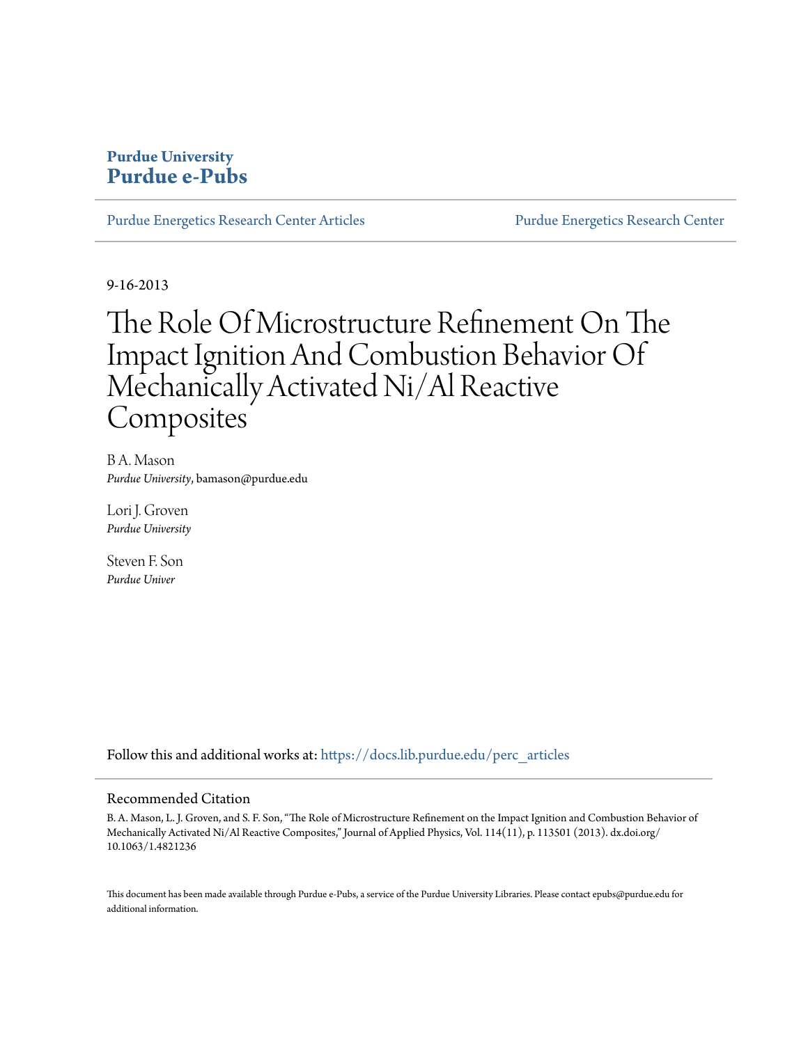**Purdue University**
**Purdue e-Pubs**

Purdue Energetics Research Center Articles | Purdue Energetics Research Center

9-16-2013

# The Role Of Microstructure Refinement On The Impact Ignition And Combustion Behavior Of Mechanically Activated Ni/Al Reactive Composites

B A. Mason
*Purdue University*, bamason@purdue.edu

Lori J. Groven
*Purdue University*

Steven F. Son
*Purdue Univer*

Follow this and additional works at: https://docs.lib.purdue.edu/perc_articles

## Recommended Citation

B. A. Mason, L. J. Groven, and S. F. Son, "The Role of Microstructure Refinement on the Impact Ignition and Combustion Behavior of Mechanically Activated Ni/Al Reactive Composites," Journal of Applied Physics, Vol. 114(11), p. 113501 (2013). dx.doi.org/10.1063/1.4821236

This document has been made available through Purdue e-Pubs, a service of the Purdue University Libraries. Please contact epubs@purdue.edu for additional information.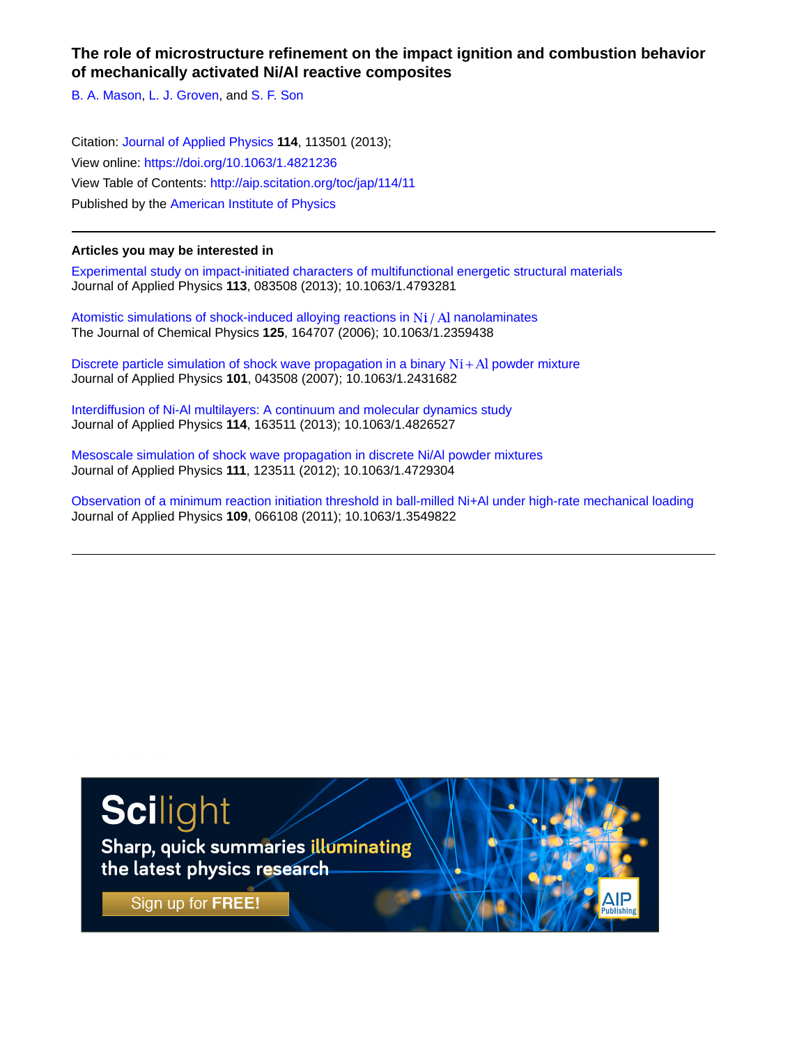# The role of microstructure refinement on the impact ignition and combustion behavior of mechanically activated Ni/Al reactive composites

B. A. Mason, L. J. Groven, and S. F. Son

Citation: Journal of Applied Physics **114**, 113501 (2013);
View online: https://doi.org/10.1063/1.4821236
View Table of Contents: http://aip.scitation.org/toc/jap/114/11
Published by the American Institute of Physics

---

## Articles you may be interested in

Experimental study on impact-initiated characters of multifunctional energetic structural materials
Journal of Applied Physics **113**, 083508 (2013); 10.1063/1.4793281

Atomistic simulations of shock-induced alloying reactions in Ni / Al nanolaminates
The Journal of Chemical Physics **125**, 164707 (2006); 10.1063/1.2359438

Discrete particle simulation of shock wave propagation in a binary Ni + Al powder mixture
Journal of Applied Physics **101**, 043508 (2007); 10.1063/1.2431682

Interdiffusion of Ni-Al multilayers: A continuum and molecular dynamics study
Journal of Applied Physics **114**, 163511 (2013); 10.1063/1.4826527

Mesoscale simulation of shock wave propagation in discrete Ni/Al powder mixtures
Journal of Applied Physics **111**, 123511 (2012); 10.1063/1.4729304

Observation of a minimum reaction initiation threshold in ball-milled Ni+Al under high-rate mechanical loading
Journal of Applied Physics **109**, 066108 (2011); 10.1063/1.3549822

---

Scilight
Sharp, quick summaries illuminating the latest physics research
Sign up for FREE!
AIP Publishing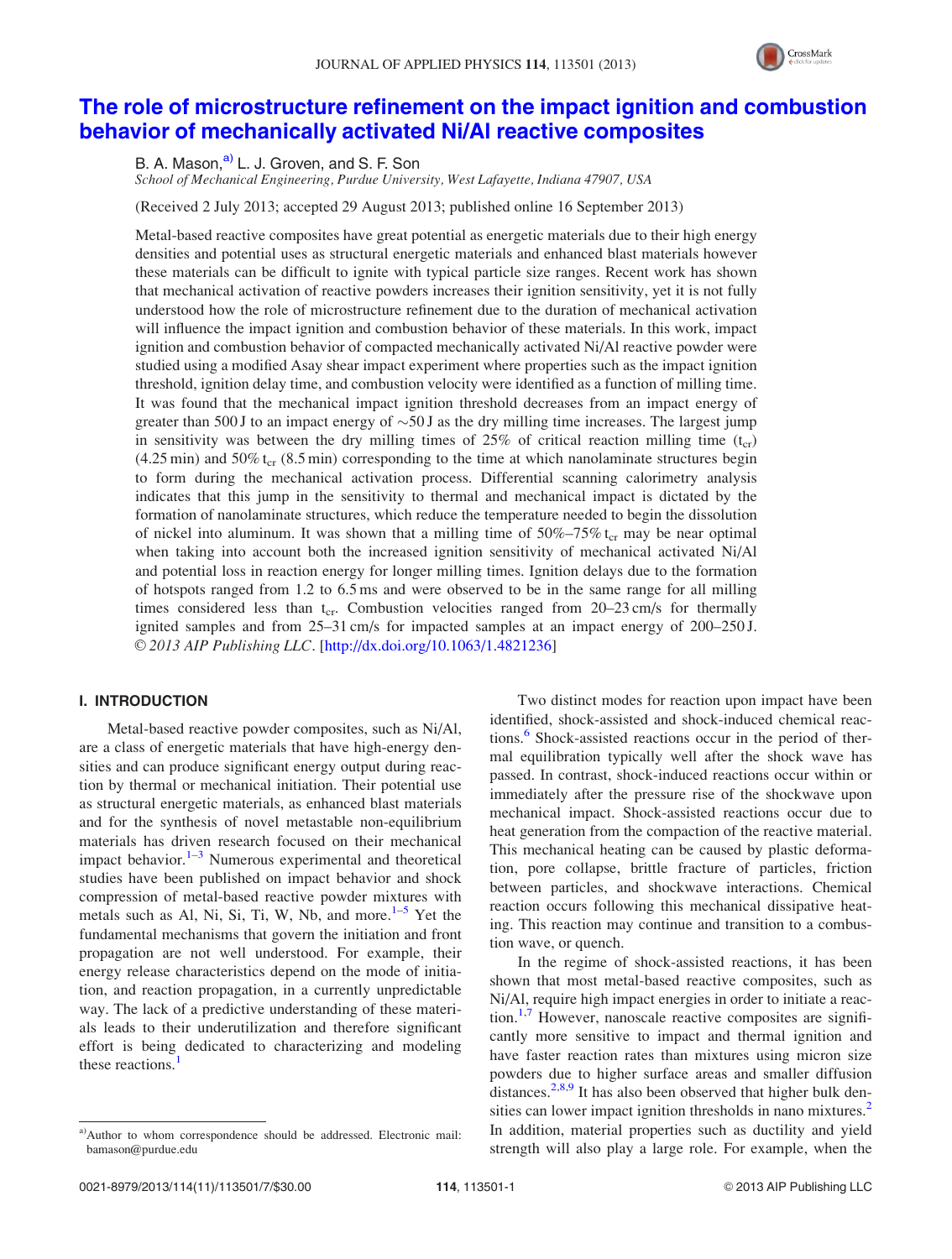# The role of microstructure refinement on the impact ignition and combustion behavior of mechanically activated Ni/Al reactive composites

B. A. Mason,[a] L. J. Groven, and S. F. Son

*School of Mechanical Engineering, Purdue University, West Lafayette, Indiana 47907, USA*

(Received 2 July 2013; accepted 29 August 2013; published online 16 September 2013)

Metal-based reactive composites have great potential as energetic materials due to their high energy densities and potential uses as structural energetic materials and enhanced blast materials however these materials can be difficult to ignite with typical particle size ranges. Recent work has shown that mechanical activation of reactive powders increases their ignition sensitivity, yet it is not fully understood how the role of microstructure refinement due to the duration of mechanical activation will influence the impact ignition and combustion behavior of these materials. In this work, impact ignition and combustion behavior of compacted mechanically activated Ni/Al reactive powder were studied using a modified Asay shear impact experiment where properties such as the impact ignition threshold, ignition delay time, and combustion velocity were identified as a function of milling time. It was found that the mechanical impact ignition threshold decreases from an impact energy of greater than 500 J to an impact energy of ~50 J as the dry milling time increases. The largest jump in sensitivity was between the dry milling times of 25% of critical reaction milling time ($t_{cr}$) (4.25 min) and 50% $t_{cr}$ (8.5 min) corresponding to the time at which nanolaminate structures begin to form during the mechanical activation process. Differential scanning calorimetry analysis indicates that this jump in the sensitivity to thermal and mechanical impact is dictated by the formation of nanolaminate structures, which reduce the temperature needed to begin the dissolution of nickel into aluminum. It was shown that a milling time of 50%–75% $t_{cr}$ may be near optimal when taking into account both the increased ignition sensitivity of mechanical activated Ni/Al and potential loss in reaction energy for longer milling times. Ignition delays due to the formation of hotspots ranged from 1.2 to 6.5 ms and were observed to be in the same range for all milling times considered less than $t_{cr}$. Combustion velocities ranged from 20–23 cm/s for thermally ignited samples and from 25–31 cm/s for impacted samples at an impact energy of 200–250 J. © 2013 AIP Publishing LLC. [http://dx.doi.org/10.1063/1.4821236]

## I. INTRODUCTION

Metal-based reactive powder composites, such as Ni/Al, are a class of energetic materials that have high-energy densities and can produce significant energy output during reaction by thermal or mechanical initiation. Their potential use as structural energetic materials, as enhanced blast materials and for the synthesis of novel metastable non-equilibrium materials has driven research focused on their mechanical impact behavior.[1–3] Numerous experimental and theoretical studies have been published on impact behavior and shock compression of metal-based reactive powder mixtures with metals such as Al, Ni, Si, Ti, W, Nb, and more.[1–5] Yet the fundamental mechanisms that govern the initiation and front propagation are not well understood. For example, their energy release characteristics depend on the mode of initiation, and reaction propagation, in a currently unpredictable way. The lack of a predictive understanding of these materials leads to their underutilization and therefore significant effort is being dedicated to characterizing and modeling these reactions.[1]

Two distinct modes for reaction upon impact have been identified, shock-assisted and shock-induced chemical reactions.[6] Shock-assisted reactions occur in the period of thermal equilibration typically well after the shock wave has passed. In contrast, shock-induced reactions occur within or immediately after the pressure rise of the shockwave upon mechanical impact. Shock-assisted reactions occur due to heat generation from the compaction of the reactive material. This mechanical heating can be caused by plastic deformation, pore collapse, brittle fracture of particles, friction between particles, and shockwave interactions. Chemical reaction occurs following this mechanical dissipative heating. This reaction may continue and transition to a combustion wave, or quench.

In the regime of shock-assisted reactions, it has been shown that most metal-based reactive composites, such as Ni/Al, require high impact energies in order to initiate a reaction.[1,7] However, nanoscale reactive composites are significantly more sensitive to impact and thermal ignition and have faster reaction rates than mixtures using micron size powders due to higher surface areas and smaller diffusion distances.[2,8,9] It has also been observed that higher bulk densities can lower impact ignition thresholds in nano mixtures.[2] In addition, material properties such as ductility and yield strength will also play a large role. For example, when the

[a] Author to whom correspondence should be addressed. Electronic mail: bamason@purdue.edu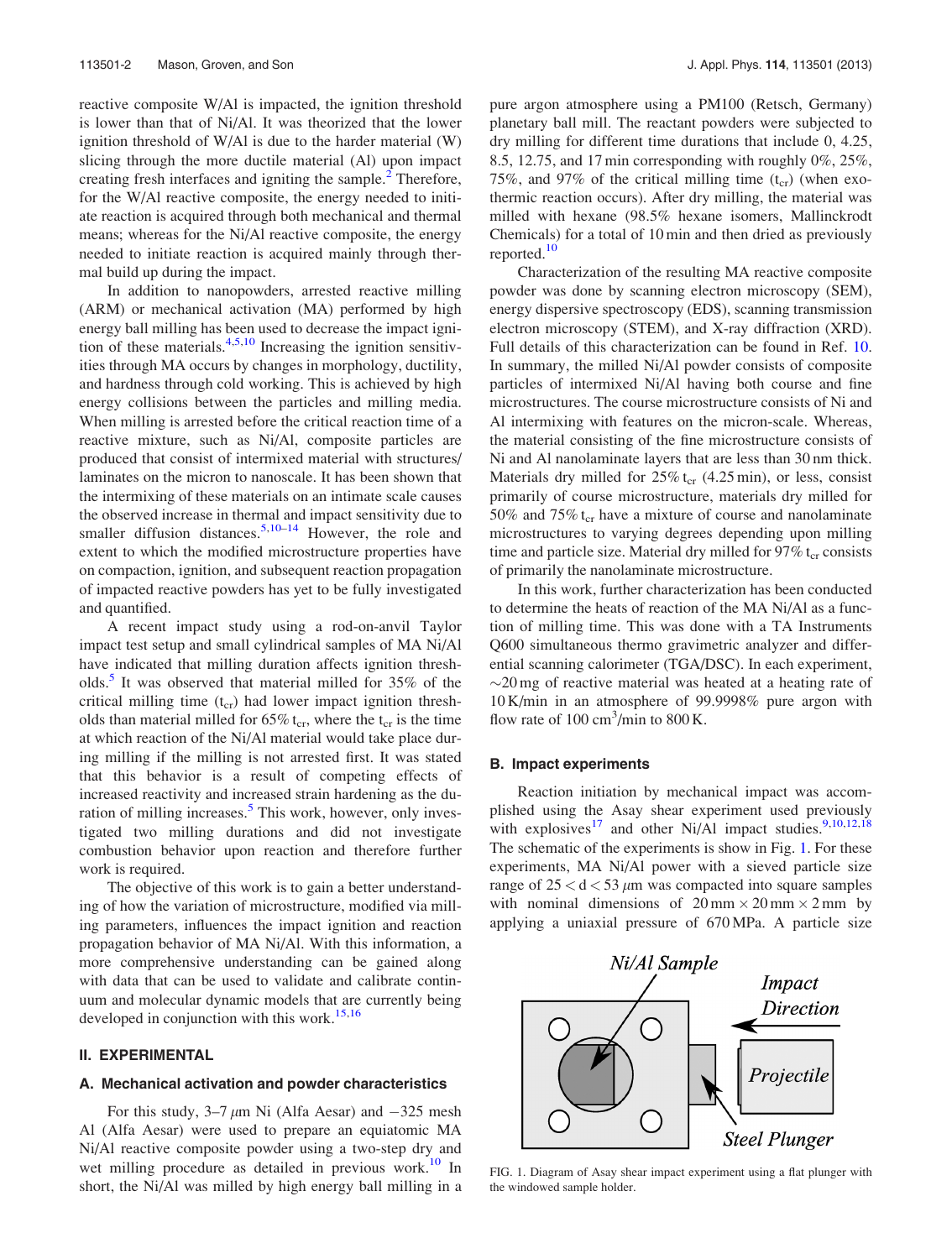reactive composite W/Al is impacted, the ignition threshold is lower than that of Ni/Al. It was theorized that the lower ignition threshold of W/Al is due to the harder material (W) slicing through the more ductile material (Al) upon impact creating fresh interfaces and igniting the sample.[2] Therefore, for the W/Al reactive composite, the energy needed to initiate reaction is acquired through both mechanical and thermal means; whereas for the Ni/Al reactive composite, the energy needed to initiate reaction is acquired mainly through thermal build up during the impact.

In addition to nanopowders, arrested reactive milling (ARM) or mechanical activation (MA) performed by high energy ball milling has been used to decrease the impact ignition of these materials.[4,5,10] Increasing the ignition sensitivities through MA occurs by changes in morphology, ductility, and hardness through cold working. This is achieved by high energy collisions between the particles and milling media. When milling is arrested before the critical reaction time of a reactive mixture, such as Ni/Al, composite particles are produced that consist of intermixed material with structures/laminates on the micron to nanoscale. It has been shown that the intermixing of these materials on an intimate scale causes the observed increase in thermal and impact sensitivity due to smaller diffusion distances.[5,10–14] However, the role and extent to which the modified microstructure properties have on compaction, ignition, and subsequent reaction propagation of impacted reactive powders has yet to be fully investigated and quantified.

A recent impact study using a rod-on-anvil Taylor impact test setup and small cylindrical samples of MA Ni/Al have indicated that milling duration affects ignition thresholds.[5] It was observed that material milled for 35% of the critical milling time ($t_{cr}$) had lower impact ignition thresholds than material milled for 65% $t_{cr}$, where the $t_{cr}$ is the time at which reaction of the Ni/Al material would take place during milling if the milling is not arrested first. It was stated that this behavior is a result of competing effects of increased reactivity and increased strain hardening as the duration of milling increases.[5] This work, however, only investigated two milling durations and did not investigate combustion behavior upon reaction and therefore further work is required.

The objective of this work is to gain a better understanding of how the variation of microstructure, modified via milling parameters, influences the impact ignition and reaction propagation behavior of MA Ni/Al. With this information, a more comprehensive understanding can be gained along with data that can be used to validate and calibrate continuum and molecular dynamic models that are currently being developed in conjunction with this work.[15,16]

## II. EXPERIMENTAL

### A. Mechanical activation and powder characteristics

For this study, 3–7 $\mu$m Ni (Alfa Aesar) and −325 mesh Al (Alfa Aesar) were used to prepare an equiatomic MA Ni/Al reactive composite powder using a two-step dry and wet milling procedure as detailed in previous work.[10] In short, the Ni/Al was milled by high energy ball milling in a pure argon atmosphere using a PM100 (Retsch, Germany) planetary ball mill. The reactant powders were subjected to dry milling for different time durations that include 0, 4.25, 8.5, 12.75, and 17 min corresponding with roughly 0%, 25%, 75%, and 97% of the critical milling time ($t_{cr}$) (when exothermic reaction occurs). After dry milling, the material was milled with hexane (98.5% hexane isomers, Mallinckrodt Chemicals) for a total of 10 min and then dried as previously reported.[10]

Characterization of the resulting MA reactive composite powder was done by scanning electron microscopy (SEM), energy dispersive spectroscopy (EDS), scanning transmission electron microscopy (STEM), and X-ray diffraction (XRD). Full details of this characterization can be found in Ref. 10. In summary, the milled Ni/Al powder consists of composite particles of intermixed Ni/Al having both course and fine microstructures. The course microstructure consists of Ni and Al intermixing with features on the micron-scale. Whereas, the material consisting of the fine microstructure consists of Ni and Al nanolaminate layers that are less than 30 nm thick. Materials dry milled for 25% $t_{cr}$ (4.25 min), or less, consist primarily of course microstructure, materials dry milled for 50% and 75% $t_{cr}$ have a mixture of course and nanolaminate microstructures to varying degrees depending upon milling time and particle size. Material dry milled for 97% $t_{cr}$ consists of primarily the nanolaminate microstructure.

In this work, further characterization has been conducted to determine the heats of reaction of the MA Ni/Al as a function of milling time. This was done with a TA Instruments Q600 simultaneous thermo gravimetric analyzer and differential scanning calorimeter (TGA/DSC). In each experiment, ~20 mg of reactive material was heated at a heating rate of 10 K/min in an atmosphere of 99.9998% pure argon with flow rate of 100 cm$^3$/min to 800 K.

### B. Impact experiments

Reaction initiation by mechanical impact was accomplished using the Asay shear experiment used previously with explosives[17] and other Ni/Al impact studies.[9,10,12,18] The schematic of the experiments is show in Fig. 1. For these experiments, MA Ni/Al power with a sieved particle size range of $25 < d < 53$ $\mu$m was compacted into square samples with nominal dimensions of 20 mm × 20 mm × 2 mm by applying a uniaxial pressure of 670 MPa. A particle size

FIG. 1. Diagram of Asay shear impact experiment using a flat plunger with the windowed sample holder.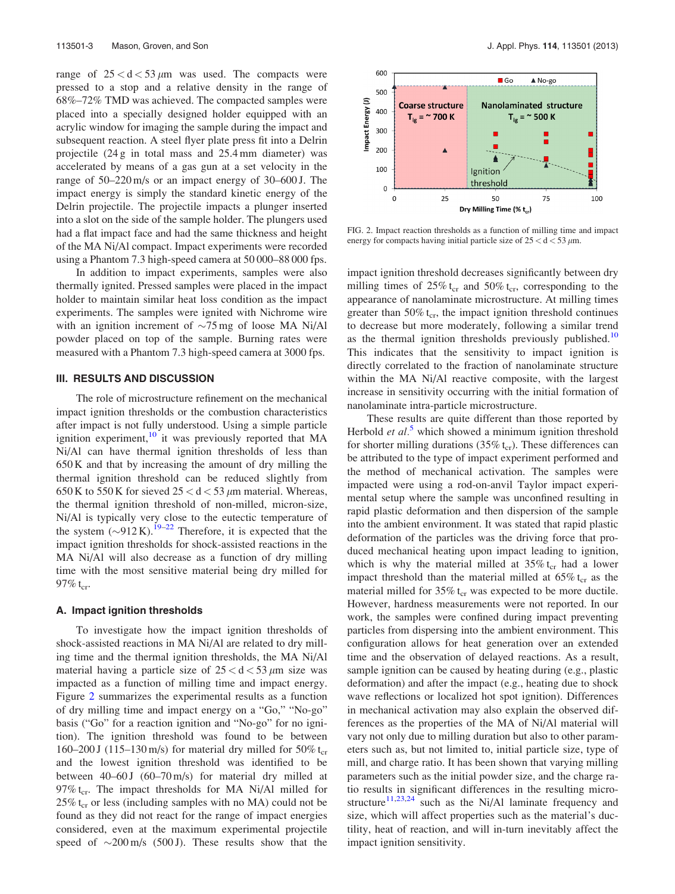range of $25 < d < 53\,\mu$m was used. The compacts were pressed to a stop and a relative density in the range of 68%–72% TMD was achieved. The compacted samples were placed into a specially designed holder equipped with an acrylic window for imaging the sample during the impact and subsequent reaction. A steel flyer plate press fit into a Delrin projectile (24 g in total mass and 25.4 mm diameter) was accelerated by means of a gas gun at a set velocity in the range of 50–220 m/s or an impact energy of 30–600 J. The impact energy is simply the standard kinetic energy of the Delrin projectile. The projectile impacts a plunger inserted into a slot on the side of the sample holder. The plungers used had a flat impact face and had the same thickness and height of the MA Ni/Al compact. Impact experiments were recorded using a Phantom 7.3 high-speed camera at 50 000–88 000 fps.

In addition to impact experiments, samples were also thermally ignited. Pressed samples were placed in the impact holder to maintain similar heat loss condition as the impact experiments. The samples were ignited with Nichrome wire with an ignition increment of ~75 mg of loose MA Ni/Al powder placed on top of the sample. Burning rates were measured with a Phantom 7.3 high-speed camera at 3000 fps.

## III. RESULTS AND DISCUSSION

The role of microstructure refinement on the mechanical impact ignition thresholds or the combustion characteristics after impact is not fully understood. Using a simple particle ignition experiment,[10] it was previously reported that MA Ni/Al can have thermal ignition thresholds of less than 650 K and that by increasing the amount of dry milling the thermal ignition threshold can be reduced slightly from 650 K to 550 K for sieved $25 < d < 53\,\mu$m material. Whereas, the thermal ignition threshold of non-milled, micron-size, Ni/Al is typically very close to the eutectic temperature of the system (~912 K).[19–22] Therefore, it is expected that the impact ignition thresholds for shock-assisted reactions in the MA Ni/Al will also decrease as a function of dry milling time with the most sensitive material being dry milled for 97% $t_{cr}$.

### A. Impact ignition thresholds

To investigate how the impact ignition thresholds of shock-assisted reactions in MA Ni/Al are related to dry milling time and the thermal ignition thresholds, the MA Ni/Al material having a particle size of $25 < d < 53\,\mu$m size was impacted as a function of milling time and impact energy. Figure 2 summarizes the experimental results as a function of dry milling time and impact energy on a "Go," "No-go" basis ("Go" for a reaction ignition and "No-go" for no ignition). The ignition threshold was found to be between 160–200 J (115–130 m/s) for material dry milled for 50% $t_{cr}$ and the lowest ignition threshold was identified to be between 40–60 J (60–70 m/s) for material dry milled at 97% $t_{cr}$. The impact thresholds for MA Ni/Al milled for 25% $t_{cr}$ or less (including samples with no MA) could not be found as they did not react for the range of impact energies considered, even at the maximum experimental projectile speed of ~200 m/s (500 J). These results show that the impact ignition threshold decreases significantly between dry milling times of 25% $t_{cr}$ and 50% $t_{cr}$, corresponding to the appearance of nanolaminate microstructure. At milling times greater than 50% $t_{cr}$, the impact ignition threshold continues to decrease but more moderately, following a similar trend as the thermal ignition thresholds previously published.[10] This indicates that the sensitivity to impact ignition is directly correlated to the fraction of nanolaminate structure within the MA Ni/Al reactive composite, with the largest increase in sensitivity occurring with the initial formation of nanolaminate intra-particle microstructure.

FIG. 2. Impact reaction thresholds as a function of milling time and impact energy for compacts having initial particle size of $25 < d < 53\,\mu$m.

These results are quite different than those reported by Herbold *et al.*[5] which showed a minimum ignition threshold for shorter milling durations (35% $t_{cr}$). These differences can be attributed to the type of impact experiment performed and the method of mechanical activation. The samples were impacted were using a rod-on-anvil Taylor impact experimental setup where the sample was unconfined resulting in rapid plastic deformation and then dispersion of the sample into the ambient environment. It was stated that rapid plastic deformation of the particles was the driving force that produced mechanical heating upon impact leading to ignition, which is why the material milled at 35% $t_{cr}$ had a lower impact threshold than the material milled at 65% $t_{cr}$ as the material milled for 35% $t_{cr}$ was expected to be more ductile. However, hardness measurements were not reported. In our work, the samples were confined during impact preventing particles from dispersing into the ambient environment. This configuration allows for heat generation over an extended time and the observation of delayed reactions. As a result, sample ignition can be caused by heating during (e.g., plastic deformation) and after the impact (e.g., heating due to shock wave reflections or localized hot spot ignition). Differences in mechanical activation may also explain the observed differences as the properties of the MA of Ni/Al material will vary not only due to milling duration but also to other parameters such as, but not limited to, initial particle size, type of mill, and charge ratio. It has been shown that varying milling parameters such as the initial powder size, and the charge ratio results in significant differences in the resulting microstructure[11,23,24] such as the Ni/Al laminate frequency and size, which will affect properties such as the material's ductility, heat of reaction, and will in-turn inevitably affect the impact ignition sensitivity.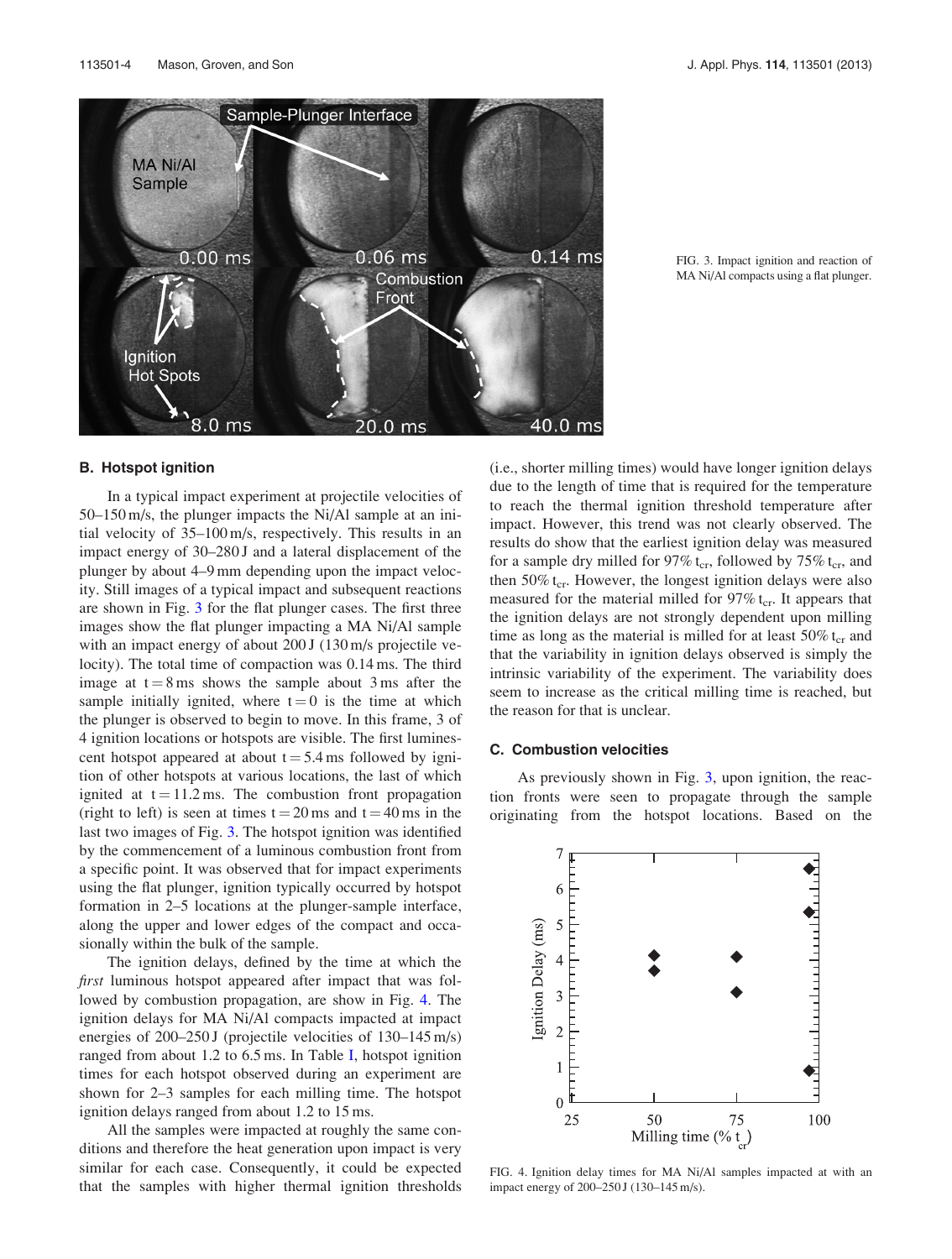FIG. 3. Impact ignition and reaction of MA Ni/Al compacts using a flat plunger.

### B. Hotspot ignition

In a typical impact experiment at projectile velocities of 50–150 m/s, the plunger impacts the Ni/Al sample at an initial velocity of 35–100 m/s, respectively. This results in an impact energy of 30–280 J and a lateral displacement of the plunger by about 4–9 mm depending upon the impact velocity. Still images of a typical impact and subsequent reactions are shown in Fig. 3 for the flat plunger cases. The first three images show the flat plunger impacting a MA Ni/Al sample with an impact energy of about 200 J (130 m/s projectile velocity). The total time of compaction was 0.14 ms. The third image at t = 8 ms shows the sample about 3 ms after the sample initially ignited, where t = 0 is the time at which the plunger is observed to begin to move. In this frame, 3 of 4 ignition locations or hotspots are visible. The first luminescent hotspot appeared at about t = 5.4 ms followed by ignition of other hotspots at various locations, the last of which ignited at t = 11.2 ms. The combustion front propagation (right to left) is seen at times t = 20 ms and t = 40 ms in the last two images of Fig. 3. The hotspot ignition was identified by the commencement of a luminous combustion front from a specific point. It was observed that for impact experiments using the flat plunger, ignition typically occurred by hotspot formation in 2–5 locations at the plunger-sample interface, along the upper and lower edges of the compact and occasionally within the bulk of the sample.

The ignition delays, defined by the time at which the *first* luminous hotspot appeared after impact that was followed by combustion propagation, are show in Fig. 4. The ignition delays for MA Ni/Al compacts impacted at impact energies of 200–250 J (projectile velocities of 130–145 m/s) ranged from about 1.2 to 6.5 ms. In Table I, hotspot ignition times for each hotspot observed during an experiment are shown for 2–3 samples for each milling time. The hotspot ignition delays ranged from about 1.2 to 15 ms.

All the samples were impacted at roughly the same conditions and therefore the heat generation upon impact is very similar for each case. Consequently, it could be expected that the samples with higher thermal ignition thresholds (i.e., shorter milling times) would have longer ignition delays due to the length of time that is required for the temperature to reach the thermal ignition threshold temperature after impact. However, this trend was not clearly observed. The results do show that the earliest ignition delay was measured for a sample dry milled for 97% $t_{cr}$, followed by 75% $t_{cr}$, and then 50% $t_{cr}$. However, the longest ignition delays were also measured for the material milled for 97% $t_{cr}$. It appears that the ignition delays are not strongly dependent upon milling time as long as the material is milled for at least 50% $t_{cr}$ and that the variability in ignition delays observed is simply the intrinsic variability of the experiment. The variability does seem to increase as the critical milling time is reached, but the reason for that is unclear.

### C. Combustion velocities

As previously shown in Fig. 3, upon ignition, the reaction fronts were seen to propagate through the sample originating from the hotspot locations. Based on the

FIG. 4. Ignition delay times for MA Ni/Al samples impacted at with an impact energy of 200–250 J (130–145 m/s).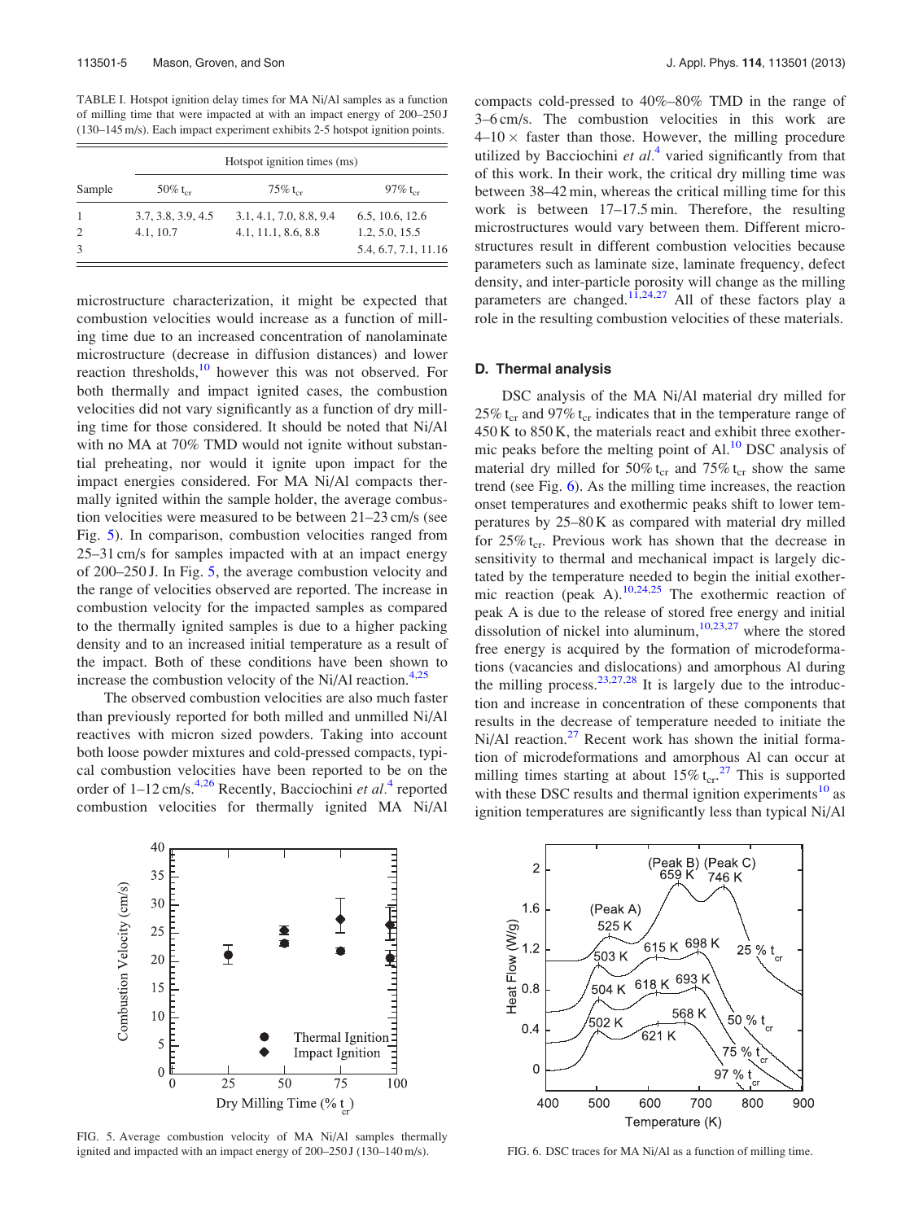TABLE I. Hotspot ignition delay times for MA Ni/Al samples as a function of milling time that were impacted at with an impact energy of 200–250 J (130–145 m/s). Each impact experiment exhibits 2-5 hotspot ignition points.

| Sample | Hotspot ignition times (ms) | | |
|---|---|---|---|
| | 50% $t_{cr}$ | 75% $t_{cr}$ | 97% $t_{cr}$ |
| 1 | 3.7, 3.8, 3.9, 4.5 | 3.1, 4.1, 7.0, 8.8, 9.4 | 6.5, 10.6, 12.6 |
| 2 | 4.1, 10.7 | 4.1, 11.1, 8.6, 8.8 | 1.2, 5.0, 15.5 |
| 3 | | | 5.4, 6.7, 7.1, 11.16 |

microstructure characterization, it might be expected that combustion velocities would increase as a function of milling time due to an increased concentration of nanolaminate microstructure (decrease in diffusion distances) and lower reaction thresholds,[10] however this was not observed. For both thermally and impact ignited cases, the combustion velocities did not vary significantly as a function of dry milling time for those considered. It should be noted that Ni/Al with no MA at 70% TMD would not ignite without substantial preheating, nor would it ignite upon impact for the impact energies considered. For MA Ni/Al compacts thermally ignited within the sample holder, the average combustion velocities were measured to be between 21–23 cm/s (see Fig. 5). In comparison, combustion velocities ranged from 25–31 cm/s for samples impacted with an impact energy of 200–250 J. In Fig. 5, the average combustion velocity and the range of velocities observed are reported. The increase in combustion velocity for the impacted samples as compared to the thermally ignited samples is due to a higher packing density and to an increased initial temperature as a result of the impact. Both of these conditions have been shown to increase the combustion velocity of the Ni/Al reaction.[4,25]

The observed combustion velocities are also much faster than previously reported for both milled and unmilled Ni/Al reactives with micron sized powders. Taking into account both loose powder mixtures and cold-pressed compacts, typical combustion velocities have been reported to be on the order of 1–12 cm/s.[4,26] Recently, Bacciochini *et al.*[4] reported combustion velocities for thermally ignited MA Ni/Al compacts cold-pressed to 40%–80% TMD in the range of 3–6 cm/s. The combustion velocities in this work are 4–10 × faster than those. However, the milling procedure utilized by Bacciochini *et al.*[4] varied significantly from that of this work. In their work, the critical dry milling time was between 38–42 min, whereas the critical milling time for this work is between 17–17.5 min. Therefore, the resulting microstructures would vary between them. Different microstructures result in different combustion velocities because parameters such as laminate size, laminate frequency, defect density, and inter-particle porosity will change as the milling parameters are changed.[11,24,27] All of these factors play a role in the resulting combustion velocities of these materials.

### D. Thermal analysis

DSC analysis of the MA Ni/Al material dry milled for 25% $t_{cr}$ and 97% $t_{cr}$ indicates that in the temperature range of 450 K to 850 K, the materials react and exhibit three exothermic peaks before the melting point of Al.[10] DSC analysis of material dry milled for 50% $t_{cr}$ and 75% $t_{cr}$ show the same trend (see Fig. 6). As the milling time increases, the reaction onset temperatures and exothermic peaks shift to lower temperatures by 25–80 K as compared with material dry milled for 25% $t_{cr}$. Previous work has shown that the decrease in sensitivity to thermal and mechanical impact is largely dictated by the temperature needed to begin the initial exothermic reaction (peak A).[10,24,25] The exothermic reaction of peak A is due to the release of stored free energy and initial dissolution of nickel into aluminum,[10,23,27] where the stored free energy is acquired by the formation of microdeformations (vacancies and dislocations) and amorphous Al during the milling process.[23,27,28] It is largely due to the introduction and increase in concentration of these components that results in the decrease of temperature needed to initiate the Ni/Al reaction.[27] Recent work has shown the initial formation of microdeformations and amorphous Al can occur at milling times starting at about 15% $t_{cr}$.[27] This is supported with these DSC results and thermal ignition experiments[10] as ignition temperatures are significantly less than typical Ni/Al

FIG. 5. Average combustion velocity of MA Ni/Al samples thermally ignited and impacted with an impact energy of 200–250 J (130–140 m/s).

FIG. 6. DSC traces for MA Ni/Al as a function of milling time.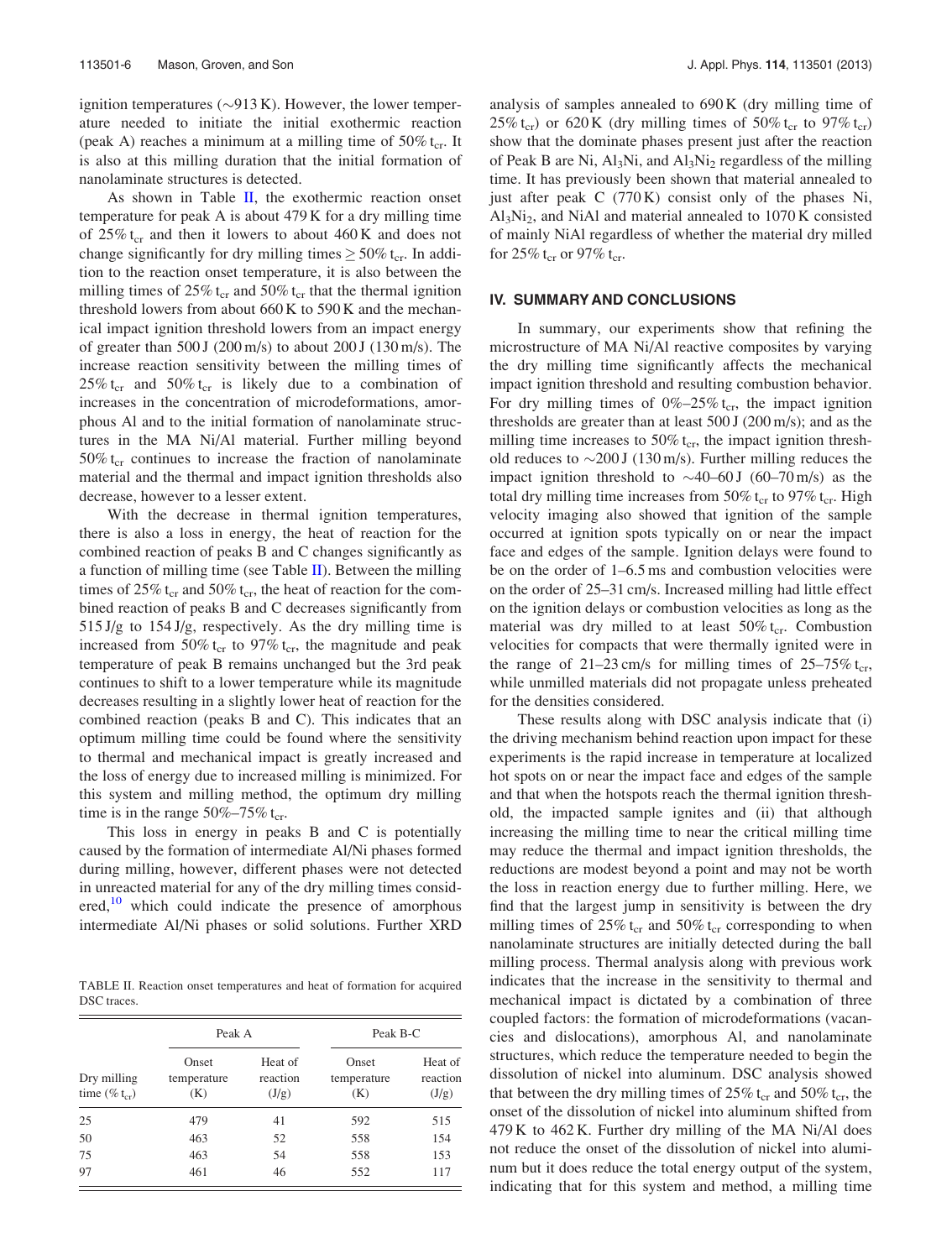ignition temperatures (~913 K). However, the lower temperature needed to initiate the initial exothermic reaction (peak A) reaches a minimum at a milling time of 50% $t_{cr}$. It is also at this milling duration that the initial formation of nanolaminate structures is detected.

As shown in Table II, the exothermic reaction onset temperature for peak A is about 479 K for a dry milling time of 25% $t_{cr}$ and then it lowers to about 460 K and does not change significantly for dry milling times ≥ 50% $t_{cr}$. In addition to the reaction onset temperature, it is also between the milling times of 25% $t_{cr}$ and 50% $t_{cr}$ that the thermal ignition threshold lowers from about 660 K to 590 K and the mechanical impact ignition threshold lowers from an impact energy of greater than 500 J (200 m/s) to about 200 J (130 m/s). The increase reaction sensitivity between the milling times of 25% $t_{cr}$ and 50% $t_{cr}$ is likely due to a combination of increases in the concentration of microdeformations, amorphous Al and to the initial formation of nanolaminate structures in the MA Ni/Al material. Further milling beyond 50% $t_{cr}$ continues to increase the fraction of nanolaminate material and the thermal and impact ignition thresholds also decrease, however to a lesser extent.

With the decrease in thermal ignition temperatures, there is also a loss in energy, the heat of reaction for the combined reaction of peaks B and C changes significantly as a function of milling time (see Table II). Between the milling times of 25% $t_{cr}$ and 50% $t_{cr}$, the heat of reaction for the combined reaction of peaks B and C decreases significantly from 515 J/g to 154 J/g, respectively. As the dry milling time is increased from 50% $t_{cr}$ to 97% $t_{cr}$, the magnitude and peak temperature of peak B remains unchanged but the 3rd peak continues to shift to a lower temperature while its magnitude decreases resulting in a slightly lower heat of reaction for the combined reaction (peaks B and C). This indicates that an optimum milling time could be found where the sensitivity to thermal and mechanical impact is greatly increased and the loss of energy due to increased milling is minimized. For this system and milling method, the optimum dry milling time is in the range 50%–75% $t_{cr}$.

This loss in energy in peaks B and C is potentially caused by the formation of intermediate Al/Ni phases formed during milling, however, different phases were not detected in unreacted material for any of the dry milling times considered,[10] which could indicate the presence of amorphous intermediate Al/Ni phases or solid solutions. Further XRD analysis of samples annealed to 690 K (dry milling time of 25% $t_{cr}$) or 620 K (dry milling times of 50% $t_{cr}$ to 97% $t_{cr}$) show that the dominate phases present just after the reaction of Peak B are Ni, $Al_3Ni$, and $Al_3Ni_2$ regardless of the milling time. It has previously been shown that material annealed to just after peak C (770 K) consist only of the phases Ni, $Al_3Ni_2$, and NiAl and material annealed to 1070 K consisted of mainly NiAl regardless of whether the material dry milled for 25% $t_{cr}$ or 97% $t_{cr}$.

TABLE II. Reaction onset temperatures and heat of formation for acquired DSC traces.

| | Peak A | | Peak B-C | |
|---|---|---|---|---|
| Dry milling time (% $t_{cr}$) | Onset temperature (K) | Heat of reaction (J/g) | Onset temperature (K) | Heat of reaction (J/g) |
| 25 | 479 | 41 | 592 | 515 |
| 50 | 463 | 52 | 558 | 154 |
| 75 | 463 | 54 | 558 | 153 |
| 97 | 461 | 46 | 552 | 117 |

## IV. SUMMARY AND CONCLUSIONS

In summary, our experiments show that refining the microstructure of MA Ni/Al reactive composites by varying the dry milling time significantly affects the mechanical impact ignition threshold and resulting combustion behavior. For dry milling times of 0%–25% $t_{cr}$, the impact ignition thresholds are greater than at least 500 J (200 m/s); and as the milling time increases to 50% $t_{cr}$, the impact ignition threshold reduces to ~200 J (130 m/s). Further milling reduces the impact ignition threshold to ~40–60 J (60–70 m/s) as the total dry milling time increases from 50% $t_{cr}$ to 97% $t_{cr}$. High velocity imaging also showed that ignition of the sample occurred at ignition spots typically on or near the impact face and edges of the sample. Ignition delays were found to be on the order of 1–6.5 ms and combustion velocities were on the order of 25–31 cm/s. Increased milling had little effect on the ignition delays or combustion velocities as long as the material was dry milled to at least 50% $t_{cr}$. Combustion velocities for compacts that were thermally ignited were in the range of 21–23 cm/s for milling times of 25–75% $t_{cr}$, while unmilled materials did not propagate unless preheated for the densities considered.

These results along with DSC analysis indicate that (i) the driving mechanism behind reaction upon impact for these experiments is the rapid increase in temperature at localized hot spots on or near the impact face and edges of the sample and that when the hotspots reach the thermal ignition threshold, the impacted sample ignites and (ii) that although increasing the milling time to near the critical milling time may reduce the thermal and impact ignition thresholds, the reductions are modest beyond a point and may not be worth the loss in reaction energy due to further milling. Here, we find that the largest jump in sensitivity is between the dry milling times of 25% $t_{cr}$ and 50% $t_{cr}$ corresponding to when nanolaminate structures are initially detected during the ball milling process. Thermal analysis along with previous work indicates that the increase in the sensitivity to thermal and mechanical impact is dictated by a combination of three coupled factors: the formation of microdeformations (vacancies and dislocations), amorphous Al, and nanolaminate structures, which reduce the temperature needed to begin the dissolution of nickel into aluminum. DSC analysis showed that between the dry milling times of 25% $t_{cr}$ and 50% $t_{cr}$, the onset of the dissolution of nickel into aluminum shifted from 479 K to 462 K. Further dry milling of the MA Ni/Al does not reduce the onset of the dissolution of nickel into aluminum but it does reduce the total energy output of the system, indicating that for this system and method, a milling time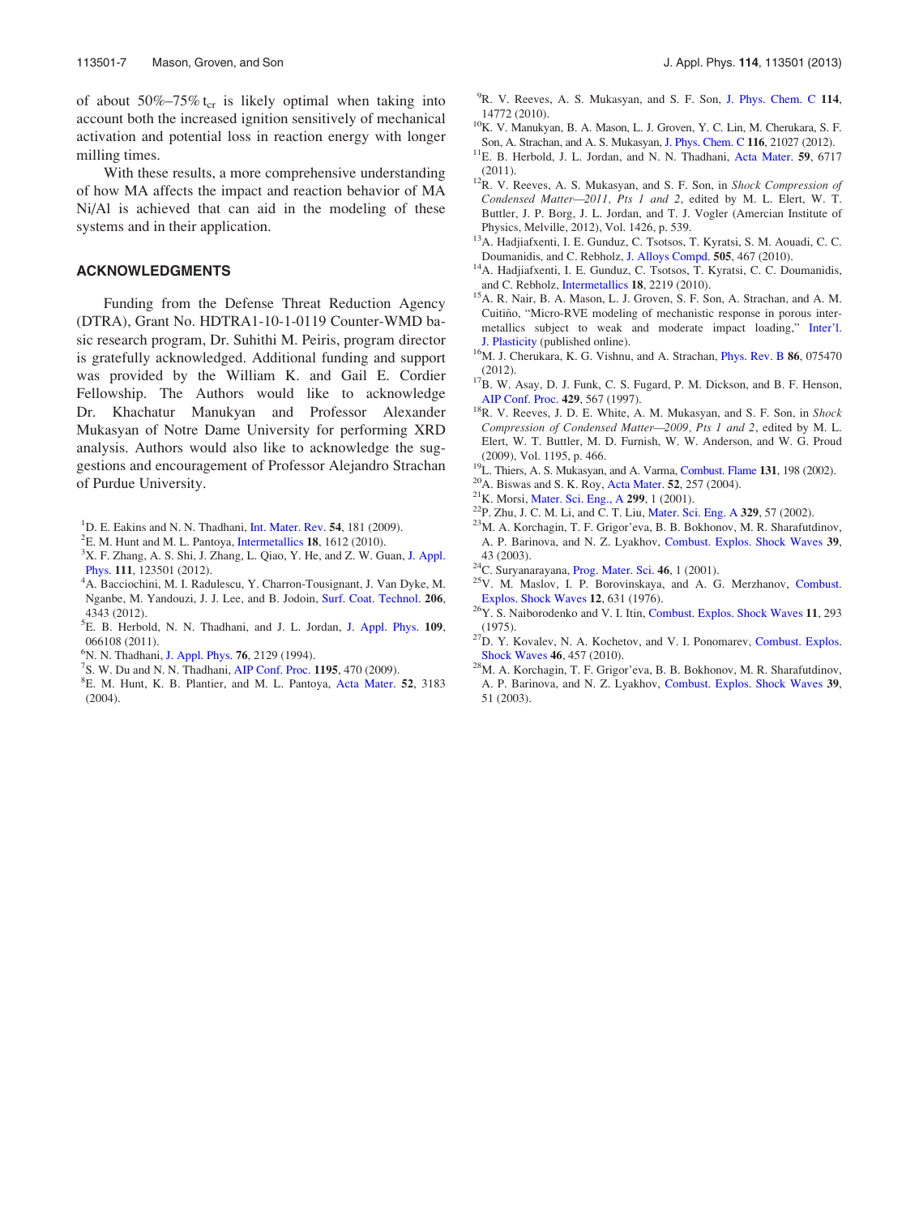of about 50%–75% $t_{cr}$ is likely optimal when taking into account both the increased ignition sensitively of mechanical activation and potential loss in reaction energy with longer milling times.

With these results, a more comprehensive understanding of how MA affects the impact and reaction behavior of MA Ni/Al is achieved that can aid in the modeling of these systems and in their application.

## ACKNOWLEDGMENTS

Funding from the Defense Threat Reduction Agency (DTRA), Grant No. HDTRA1-10-1-0119 Counter-WMD basic research program, Dr. Suhithi M. Peiris, program director is gratefully acknowledged. Additional funding and support was provided by the William K. and Gail E. Cordier Fellowship. The Authors would like to acknowledge Dr. Khachatur Manukyan and Professor Alexander Mukasyan of Notre Dame University for performing XRD analysis. Authors would also like to acknowledge the suggestions and encouragement of Professor Alejandro Strachan of Purdue University.

[1] D. E. Eakins and N. N. Thadhani, Int. Mater. Rev. **54**, 181 (2009).

[2] E. M. Hunt and M. L. Pantoya, Intermetallics **18**, 1612 (2010).

[3] X. F. Zhang, A. S. Shi, J. Zhang, L. Qiao, Y. He, and Z. W. Guan, J. Appl. Phys. **111**, 123501 (2012).

[4] A. Bacciochini, M. I. Radulescu, Y. Charron-Tousignant, J. Van Dyke, M. Nganbe, M. Yandouzi, J. J. Lee, and B. Jodoin, Surf. Coat. Technol. **206**, 4343 (2012).

[5] E. B. Herbold, N. N. Thadhani, and J. L. Jordan, J. Appl. Phys. **109**, 066108 (2011).

[6] N. N. Thadhani, J. Appl. Phys. **76**, 2129 (1994).

[7] S. W. Du and N. N. Thadhani, AIP Conf. Proc. **1195**, 470 (2009).

[8] E. M. Hunt, K. B. Plantier, and M. L. Pantoya, Acta Mater. **52**, 3183 (2004).

[9] R. V. Reeves, A. S. Mukasyan, and S. F. Son, J. Phys. Chem. C **114**, 14772 (2010).

[10] K. V. Manukyan, B. A. Mason, L. J. Groven, Y. C. Lin, M. Cherukara, S. F. Son, A. Strachan, and A. S. Mukasyan, J. Phys. Chem. C **116**, 21027 (2012).

[11] E. B. Herbold, J. L. Jordan, and N. N. Thadhani, Acta Mater. **59**, 6717 (2011).

[12] R. V. Reeves, A. S. Mukasyan, and S. F. Son, in *Shock Compression of Condensed Matter—2011, Pts 1 and 2*, edited by M. L. Elert, W. T. Buttler, J. P. Borg, J. L. Jordan, and T. J. Vogler (Amercian Institute of Physics, Melville, 2012), Vol. 1426, p. 539.

[13] A. Hadjiafxenti, I. E. Gunduz, C. Tsotsos, T. Kyratsi, S. M. Aouadi, C. C. Doumanidis, and C. Rebholz, J. Alloys Compd. **505**, 467 (2010).

[14] A. Hadjiafxenti, I. E. Gunduz, C. Tsotsos, T. Kyratsi, C. C. Doumanidis, and C. Rebholz, Intermetallics **18**, 2219 (2010).

[15] A. R. Nair, B. A. Mason, L. J. Groven, S. F. Son, A. Strachan, and A. M. Cuitiño, "Micro-RVE modeling of mechanistic response in porous intermetallics subject to weak and moderate impact loading," Inter'l. J. Plasticity (published online).

[16] M. J. Cherukara, K. G. Vishnu, and A. Strachan, Phys. Rev. B **86**, 075470 (2012).

[17] B. W. Asay, D. J. Funk, C. S. Fugard, P. M. Dickson, and B. F. Henson, AIP Conf. Proc. **429**, 567 (1997).

[18] R. V. Reeves, J. D. E. White, A. M. Mukasyan, and S. F. Son, in *Shock Compression of Condensed Matter—2009, Pts 1 and 2*, edited by M. L. Elert, W. T. Buttler, M. D. Furnish, W. W. Anderson, and W. G. Proud (2009), Vol. 1195, p. 466.

[19] L. Thiers, A. S. Mukasyan, and A. Varma, Combust. Flame **131**, 198 (2002).

[20] A. Biswas and S. K. Roy, Acta Mater. **52**, 257 (2004).

[21] K. Morsi, Mater. Sci. Eng., A **299**, 1 (2001).

[22] P. Zhu, J. C. M. Li, and C. T. Liu, Mater. Sci. Eng. A **329**, 57 (2002).

[23] M. A. Korchagin, T. F. Grigor'eva, B. B. Bokhonov, M. R. Sharafutdinov, A. P. Barinova, and N. Z. Lyakhov, Combust. Explos. Shock Waves **39**, 43 (2003).

[24] C. Suryanarayana, Prog. Mater. Sci. **46**, 1 (2001).

[25] V. M. Maslov, I. P. Borovinskaya, and A. G. Merzhanov, Combust. Explos. Shock Waves **12**, 631 (1976).

[26] Y. S. Naiborodenko and V. I. Itin, Combust. Explos. Shock Waves **11**, 293 (1975).

[27] D. Y. Kovalev, N. A. Kochetov, and V. I. Ponomarev, Combust. Explos. Shock Waves **46**, 457 (2010).

[28] M. A. Korchagin, T. F. Grigor'eva, B. B. Bokhonov, M. R. Sharafutdinov, A. P. Barinova, and N. Z. Lyakhov, Combust. Explos. Shock Waves **39**, 51 (2003).